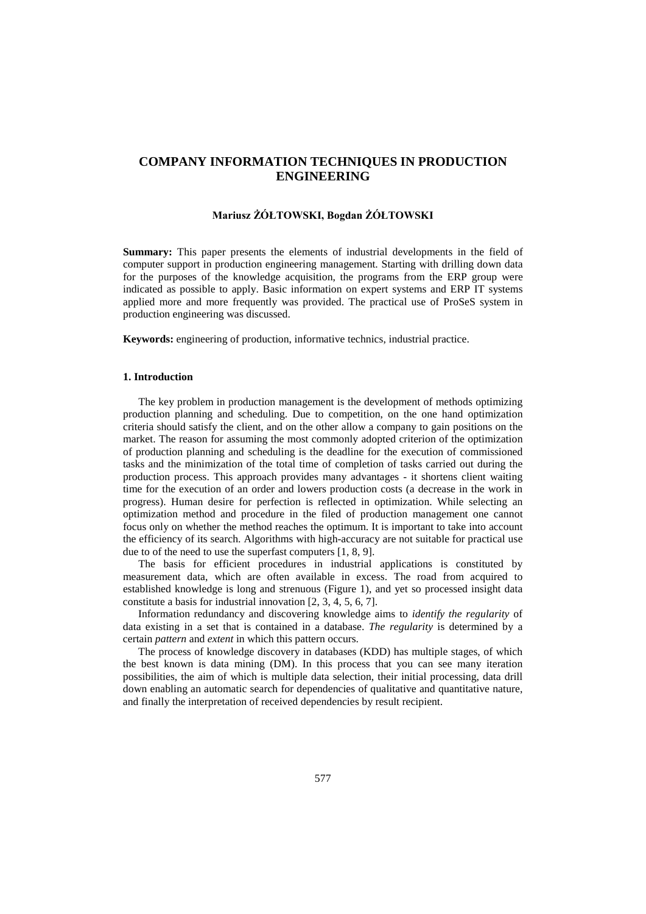# COMPANY INFORMATION TECHNIQUES IN PRODUCTION ENGINEERING

**Mariusz ŻÓŁTOWSKI, Bogdan ŻÓŁTOWSKI**

**Summary:** This paper presents the elements of industrial developments in the field of computer support in production engineering management. Starting with drilling down data for the purposes of the knowledge acquisition, the programs from the ERP group were indicated as possible to apply. Basic information on expert systems and ERP IT systems applied more and more frequently was provided. The practical use of ProSeS system in production engineering was discussed.

**Keywords:** engineering of production, informative technics, industrial practice.

## 1. Introduction

The key problem in production management is the development of methods optimizing production planning and scheduling. Due to competition, on the one hand optimization criteria should satisfy the client, and on the other allow a company to gain positions on the market. The reason for assuming the most commonly adopted criterion of the optimization of production planning and scheduling is the deadline for the execution of commissioned tasks and the minimization of the total time of completion of tasks carried out during the production process. This approach provides many advantages - it shortens client waiting time for the execution of an order and lowers production costs (a decrease in the work in progress). Human desire for perfection is reflected in optimization. While selecting an optimization method and procedure in the filed of production management one cannot focus only on whether the method reaches the optimum. It is important to take into account the efficiency of its search. Algorithms with high-accuracy are not suitable for practical use due to of the need to use the superfast computers [1, 8, 9].

The basis for efficient procedures in industrial applications is constituted by measurement data, which are often available in excess. The road from acquired to established knowledge is long and strenuous (Figure 1), and yet so processed insight data constitute a basis for industrial innovation [2, 3, 4, 5, 6, 7].

Information redundancy and discovering knowledge aims to *identify the regularity* of data existing in a set that is contained in a database. *The regularity* is determined by a certain *pattern* and *extent* in which this pattern occurs.

The process of knowledge discovery in databases (KDD) has multiple stages, of which the best known is data mining (DM). In this process that you can see many iteration possibilities, the aim of which is multiple data selection, their initial processing, data drill down enabling an automatic search for dependencies of qualitative and quantitative nature, and finally the interpretation of received dependencies by result recipient.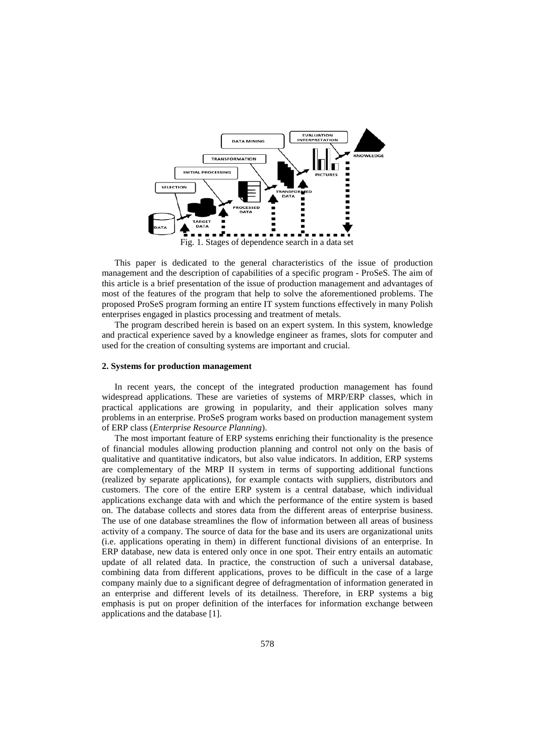Fig. 1. Stages of dependence search in a data set

This paper is dedicated to the general characteristics of the issue of production management and the description of capabilities of a specific program - ProSeS. The aim of this article is a brief presentation of the issue of production management and advantages of most of the features of the program that help to solve the aforementioned problems. The proposed ProSeS program forming an entire IT system functions effectively in many Polish enterprises engaged in plastics processing and treatment of metals.

The program described herein is based on an expert system. In this system, knowledge and practical experience saved by a knowledge engineer as frames, slots for computer and used for the creation of consulting systems are important and crucial.

## 2. Systems for production management

In recent years, the concept of the integrated production management has found widespread applications. These are varieties of systems of MRP/ERP classes, which in practical applications are growing in popularity, and their application solves many problems in an enterprise. ProSeS program works based on production management system of ERP class (*Enterprise Resource Planning*).

The most important feature of ERP systems enriching their functionality is the presence of financial modules allowing production planning and control not only on the basis of qualitative and quantitative indicators, but also value indicators. In addition, ERP systems are complementary of the MRP II system in terms of supporting additional functions (realized by separate applications), for example contacts with suppliers, distributors and customers. The core of the entire ERP system is a central database, which individual applications exchange data with and which the performance of the entire system is based on. The database collects and stores data from the different areas of enterprise business. The use of one database streamlines the flow of information between all areas of business activity of a company. The source of data for the base and its users are organizational units (i.e. applications operating in them) in different functional divisions of an enterprise. In ERP database, new data is entered only once in one spot. Their entry entails an automatic update of all related data. In practice, the construction of such a universal database, combining data from different applications, proves to be difficult in the case of a large company mainly due to a significant degree of defragmentation of information generated in an enterprise and different levels of its detailness. Therefore, in ERP systems a big emphasis is put on proper definition of the interfaces for information exchange between applications and the database [1].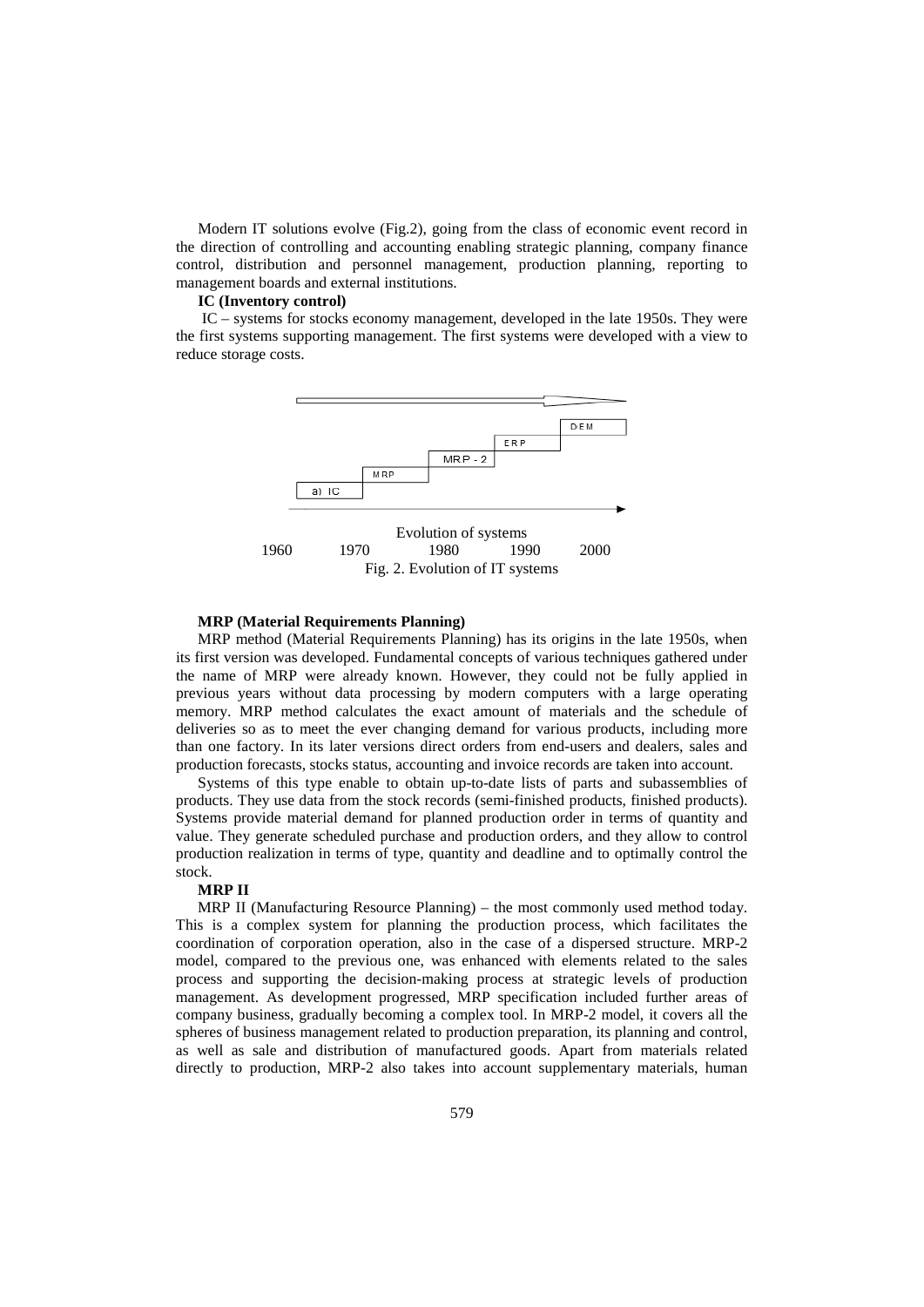Modern IT solutions evolve (Fig.2), going from the class of economic event record in the direction of controlling and accounting enabling strategic planning, company finance control, distribution and personnel management, production planning, reporting to management boards and external institutions.

**IC (Inventory control)**

IC – systems for stocks economy management, developed in the late 1950s. They were the first systems supporting management. The first systems were developed with a view to reduce storage costs.

a) IC
MRP
MRP - 2
ERP
DEM

Evolution of systems

1960 1970 1980 1990 2000

Fig. 2. Evolution of IT systems

**MRP (Material Requirements Planning)**

MRP method (Material Requirements Planning) has its origins in the late 1950s, when its first version was developed. Fundamental concepts of various techniques gathered under the name of MRP were already known. However, they could not be fully applied in previous years without data processing by modern computers with a large operating memory. MRP method calculates the exact amount of materials and the schedule of deliveries so as to meet the ever changing demand for various products, including more than one factory. In its later versions direct orders from end-users and dealers, sales and production forecasts, stocks status, accounting and invoice records are taken into account.

Systems of this type enable to obtain up-to-date lists of parts and subassemblies of products. They use data from the stock records (semi-finished products, finished products). Systems provide material demand for planned production order in terms of quantity and value. They generate scheduled purchase and production orders, and they allow to control production realization in terms of type, quantity and deadline and to optimally control the stock.

**MRP II**

MRP II (Manufacturing Resource Planning) – the most commonly used method today. This is a complex system for planning the production process, which facilitates the coordination of corporation operation, also in the case of a dispersed structure. MRP-2 model, compared to the previous one, was enhanced with elements related to the sales process and supporting the decision-making process at strategic levels of production management. As development progressed, MRP specification included further areas of company business, gradually becoming a complex tool. In MRP-2 model, it covers all the spheres of business management related to production preparation, its planning and control, as well as sale and distribution of manufactured goods. Apart from materials related directly to production, MRP-2 also takes into account supplementary materials, human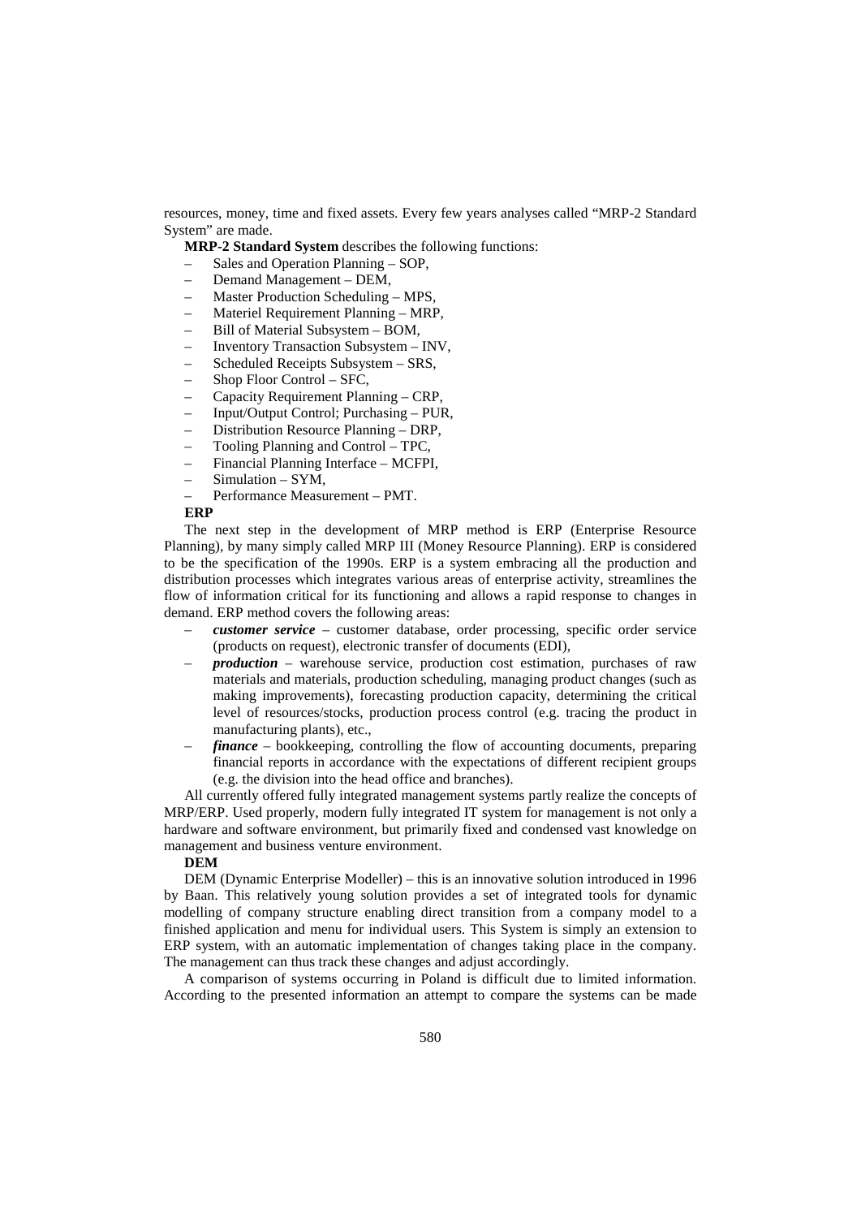resources, money, time and fixed assets. Every few years analyses called "MRP-2 Standard System" are made.

**MRP-2 Standard System** describes the following functions:

- Sales and Operation Planning – SOP,
- Demand Management – DEM,
- Master Production Scheduling – MPS,
- Materiel Requirement Planning – MRP,
- Bill of Material Subsystem – BOM,
- Inventory Transaction Subsystem – INV,
- Scheduled Receipts Subsystem – SRS,
- Shop Floor Control – SFC,
- Capacity Requirement Planning – CRP,
- Input/Output Control; Purchasing – PUR,
- Distribution Resource Planning – DRP,
- Tooling Planning and Control – TPC,
- Financial Planning Interface – MCFPI,
- Simulation – SYM,
- Performance Measurement – PMT.

**ERP**

The next step in the development of MRP method is ERP (Enterprise Resource Planning), by many simply called MRP III (Money Resource Planning). ERP is considered to be the specification of the 1990s. ERP is a system embracing all the production and distribution processes which integrates various areas of enterprise activity, streamlines the flow of information critical for its functioning and allows a rapid response to changes in demand. ERP method covers the following areas:

- ***customer service*** – customer database, order processing, specific order service (products on request), electronic transfer of documents (EDI),
- ***production*** – warehouse service, production cost estimation, purchases of raw materials and materials, production scheduling, managing product changes (such as making improvements), forecasting production capacity, determining the critical level of resources/stocks, production process control (e.g. tracing the product in manufacturing plants), etc.,
- ***finance*** – bookkeeping, controlling the flow of accounting documents, preparing financial reports in accordance with the expectations of different recipient groups (e.g. the division into the head office and branches).

All currently offered fully integrated management systems partly realize the concepts of MRP/ERP. Used properly, modern fully integrated IT system for management is not only a hardware and software environment, but primarily fixed and condensed vast knowledge on management and business venture environment.

**DEM**

DEM (Dynamic Enterprise Modeller) – this is an innovative solution introduced in 1996 by Baan. This relatively young solution provides a set of integrated tools for dynamic modelling of company structure enabling direct transition from a company model to a finished application and menu for individual users. This System is simply an extension to ERP system, with an automatic implementation of changes taking place in the company. The management can thus track these changes and adjust accordingly.

A comparison of systems occurring in Poland is difficult due to limited information. According to the presented information an attempt to compare the systems can be made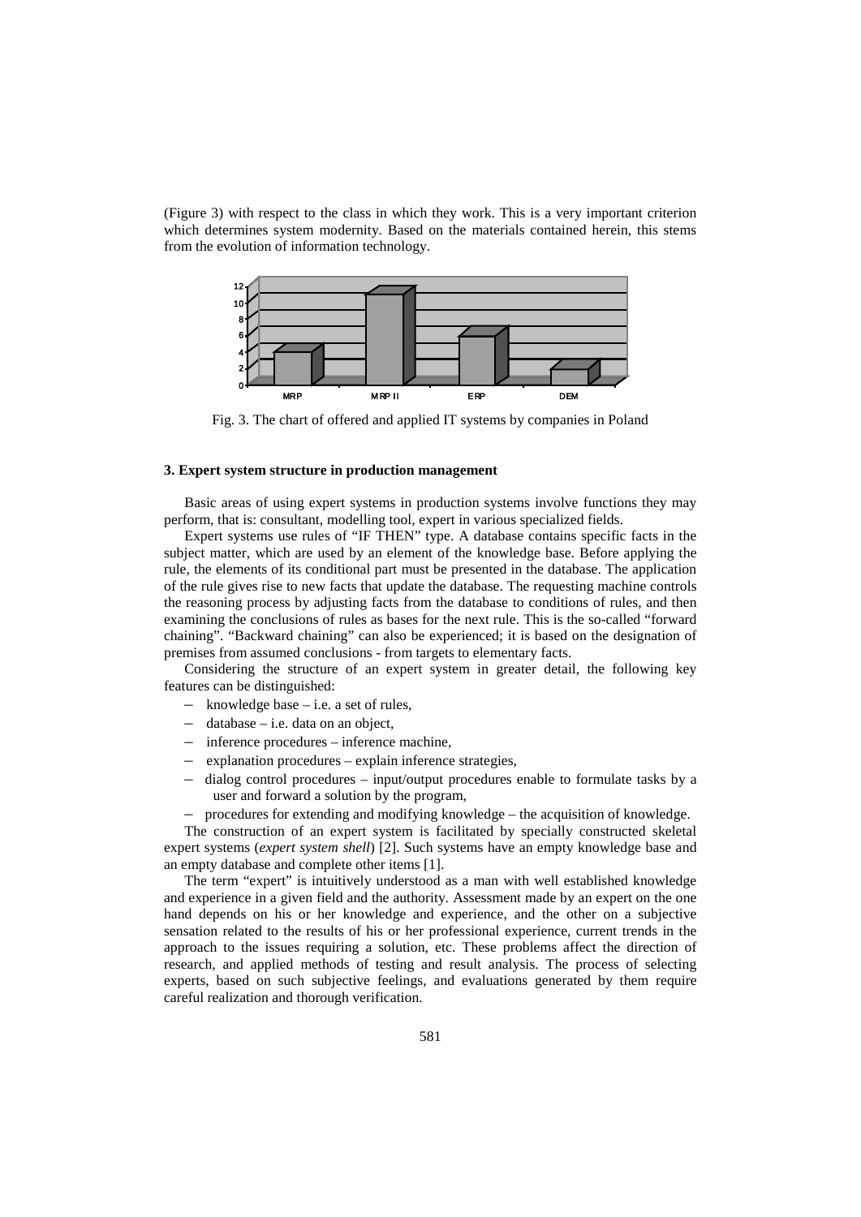(Figure 3) with respect to the class in which they work. This is a very important criterion which determines system modernity. Based on the materials contained herein, this stems from the evolution of information technology.

Fig. 3. The chart of offered and applied IT systems by companies in Poland

### 3. Expert system structure in production management

Basic areas of using expert systems in production systems involve functions they may perform, that is: consultant, modelling tool, expert in various specialized fields.

Expert systems use rules of "IF THEN" type. A database contains specific facts in the subject matter, which are used by an element of the knowledge base. Before applying the rule, the elements of its conditional part must be presented in the database. The application of the rule gives rise to new facts that update the database. The requesting machine controls the reasoning process by adjusting facts from the database to conditions of rules, and then examining the conclusions of rules as bases for the next rule. This is the so-called "forward chaining". "Backward chaining" can also be experienced; it is based on the designation of premises from assumed conclusions - from targets to elementary facts.

Considering the structure of an expert system in greater detail, the following key features can be distinguished:

- knowledge base – i.e. a set of rules,
- database – i.e. data on an object,
- inference procedures – inference machine,
- explanation procedures – explain inference strategies,
- dialog control procedures – input/output procedures enable to formulate tasks by a user and forward a solution by the program,
- procedures for extending and modifying knowledge – the acquisition of knowledge.

The construction of an expert system is facilitated by specially constructed skeletal expert systems (*expert system shell*) [2]. Such systems have an empty knowledge base and an empty database and complete other items [1].

The term "expert" is intuitively understood as a man with well established knowledge and experience in a given field and the authority. Assessment made by an expert on the one hand depends on his or her knowledge and experience, and the other on a subjective sensation related to the results of his or her professional experience, current trends in the approach to the issues requiring a solution, etc. These problems affect the direction of research, and applied methods of testing and result analysis. The process of selecting experts, based on such subjective feelings, and evaluations generated by them require careful realization and thorough verification.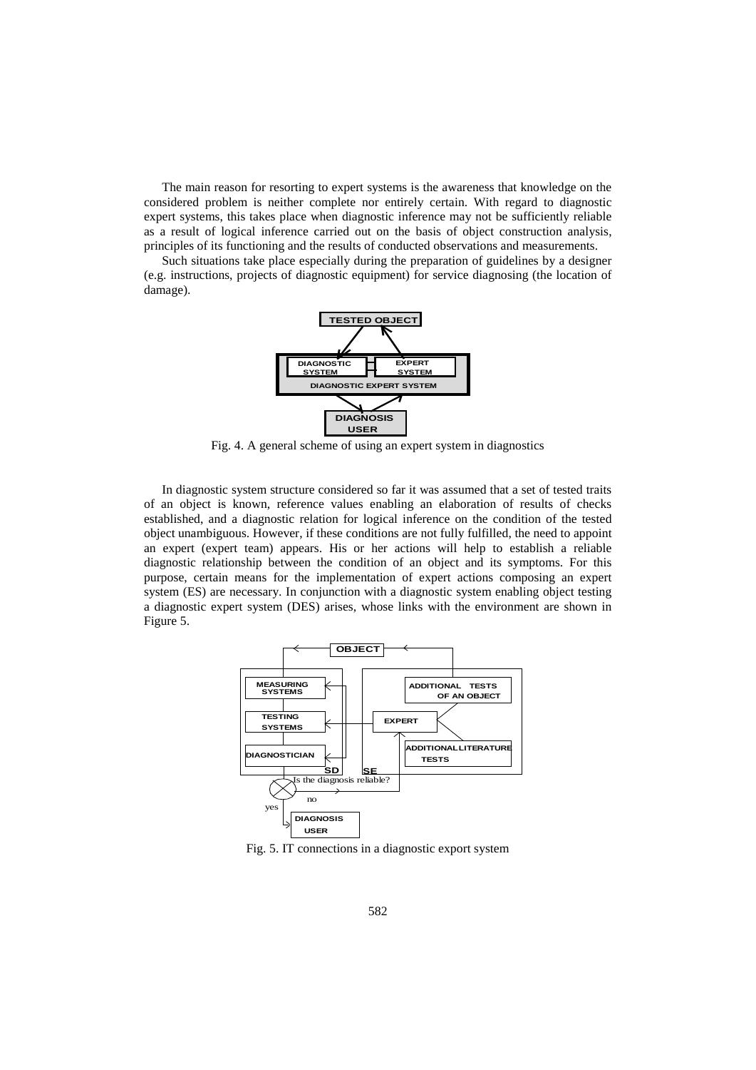The main reason for resorting to expert systems is the awareness that knowledge on the considered problem is neither complete nor entirely certain. With regard to diagnostic expert systems, this takes place when diagnostic inference may not be sufficiently reliable as a result of logical inference carried out on the basis of object construction analysis, principles of its functioning and the results of conducted observations and measurements.

Such situations take place especially during the preparation of guidelines by a designer (e.g. instructions, projects of diagnostic equipment) for service diagnosing (the location of damage).

Fig. 4. A general scheme of using an expert system in diagnostics

In diagnostic system structure considered so far it was assumed that a set of tested traits of an object is known, reference values enabling an elaboration of results of checks established, and a diagnostic relation for logical inference on the condition of the tested object unambiguous. However, if these conditions are not fully fulfilled, the need to appoint an expert (expert team) appears. His or her actions will help to establish a reliable diagnostic relationship between the condition of an object and its symptoms. For this purpose, certain means for the implementation of expert actions composing an expert system (ES) are necessary. In conjunction with a diagnostic system enabling object testing a diagnostic expert system (DES) arises, whose links with the environment are shown in Figure 5.

Fig. 5. IT connections in a diagnostic export system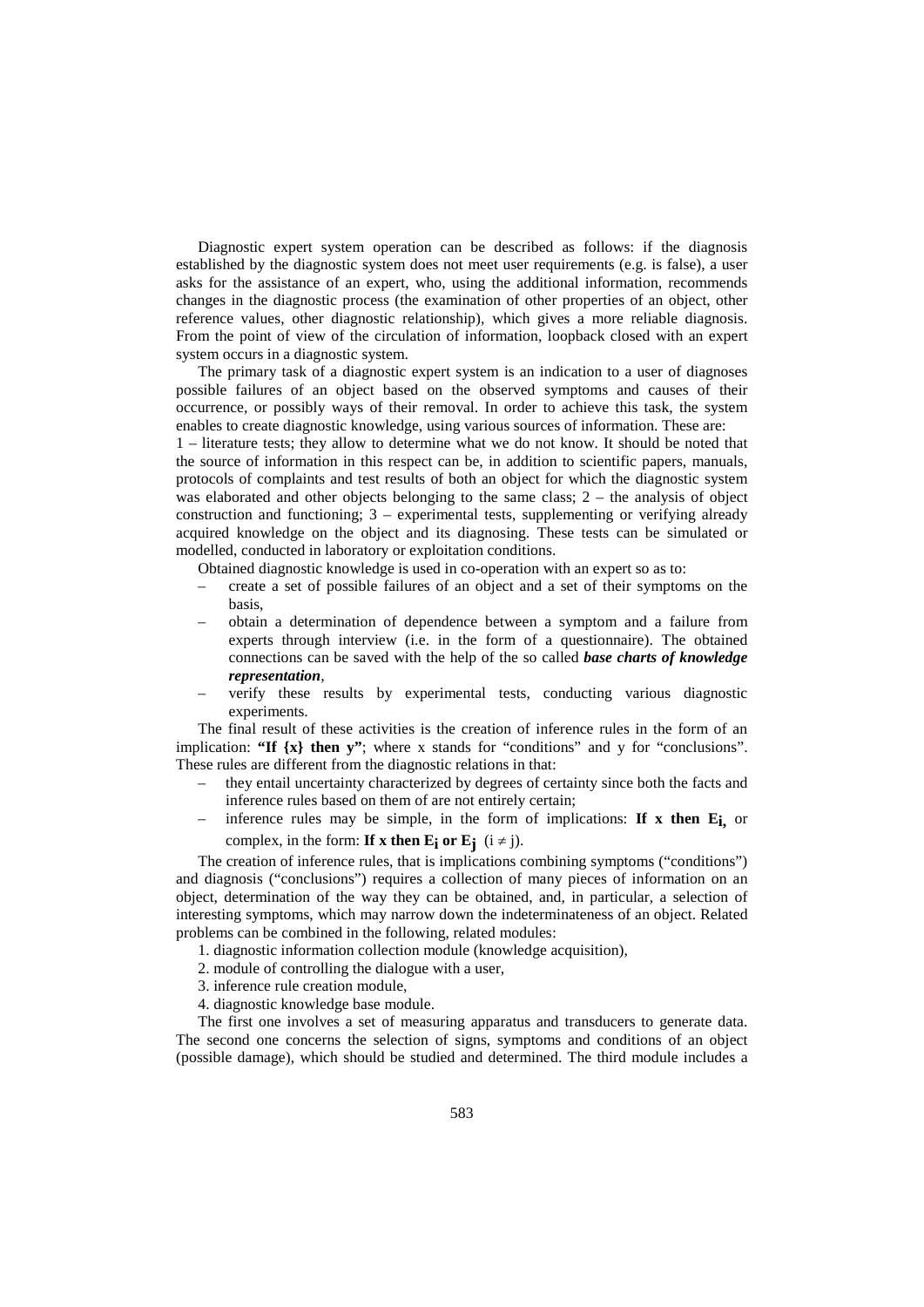Diagnostic expert system operation can be described as follows: if the diagnosis established by the diagnostic system does not meet user requirements (e.g. is false), a user asks for the assistance of an expert, who, using the additional information, recommends changes in the diagnostic process (the examination of other properties of an object, other reference values, other diagnostic relationship), which gives a more reliable diagnosis. From the point of view of the circulation of information, loopback closed with an expert system occurs in a diagnostic system.

The primary task of a diagnostic expert system is an indication to a user of diagnoses possible failures of an object based on the observed symptoms and causes of their occurrence, or possibly ways of their removal. In order to achieve this task, the system enables to create diagnostic knowledge, using various sources of information. These are:
1 – literature tests; they allow to determine what we do not know. It should be noted that the source of information in this respect can be, in addition to scientific papers, manuals, protocols of complaints and test results of both an object for which the diagnostic system was elaborated and other objects belonging to the same class; 2 – the analysis of object construction and functioning; 3 – experimental tests, supplementing or verifying already acquired knowledge on the object and its diagnosing. These tests can be simulated or modelled, conducted in laboratory or exploitation conditions.

Obtained diagnostic knowledge is used in co-operation with an expert so as to:

- create a set of possible failures of an object and a set of their symptoms on the basis,
- obtain a determination of dependence between a symptom and a failure from experts through interview (i.e. in the form of a questionnaire). The obtained connections can be saved with the help of the so called ***base charts of knowledge representation***,
- verify these results by experimental tests, conducting various diagnostic experiments.

The final result of these activities is the creation of inference rules in the form of an implication: **"If {x} then y"**; where x stands for "conditions" and y for "conclusions". These rules are different from the diagnostic relations in that:

- they entail uncertainty characterized by degrees of certainty since both the facts and inference rules based on them of are not entirely certain;
- inference rules may be simple, in the form of implications: **If x then $E_i$,** or complex, in the form: **If x then $E_i$ or $E_j$** $(i \neq j)$.

The creation of inference rules, that is implications combining symptoms ("conditions") and diagnosis ("conclusions") requires a collection of many pieces of information on an object, determination of the way they can be obtained, and, in particular, a selection of interesting symptoms, which may narrow down the indeterminateness of an object. Related problems can be combined in the following, related modules:

1. diagnostic information collection module (knowledge acquisition),
2. module of controlling the dialogue with a user,
3. inference rule creation module,
4. diagnostic knowledge base module.

The first one involves a set of measuring apparatus and transducers to generate data. The second one concerns the selection of signs, symptoms and conditions of an object (possible damage), which should be studied and determined. The third module includes a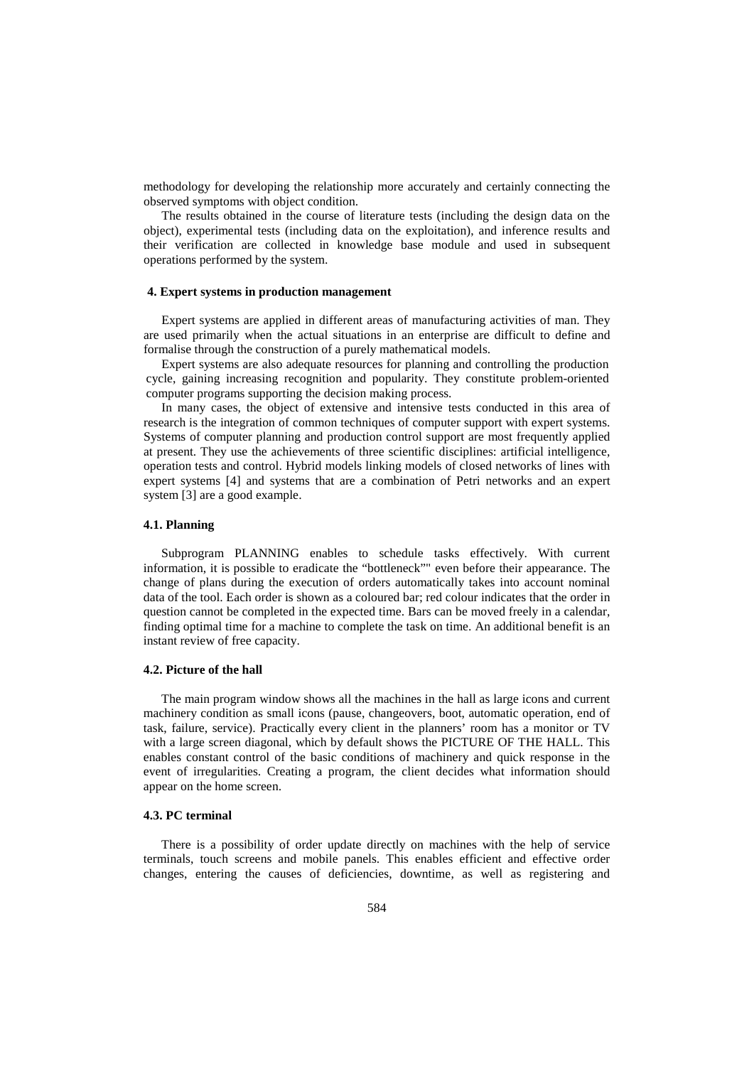methodology for developing the relationship more accurately and certainly connecting the observed symptoms with object condition.

The results obtained in the course of literature tests (including the design data on the object), experimental tests (including data on the exploitation), and inference results and their verification are collected in knowledge base module and used in subsequent operations performed by the system.

## 4. Expert systems in production management

Expert systems are applied in different areas of manufacturing activities of man. They are used primarily when the actual situations in an enterprise are difficult to define and formalise through the construction of a purely mathematical models.

Expert systems are also adequate resources for planning and controlling the production cycle, gaining increasing recognition and popularity. They constitute problem-oriented computer programs supporting the decision making process.

In many cases, the object of extensive and intensive tests conducted in this area of research is the integration of common techniques of computer support with expert systems. Systems of computer planning and production control support are most frequently applied at present. They use the achievements of three scientific disciplines: artificial intelligence, operation tests and control. Hybrid models linking models of closed networks of lines with expert systems [4] and systems that are a combination of Petri networks and an expert system [3] are a good example.

### 4.1. Planning

Subprogram PLANNING enables to schedule tasks effectively. With current information, it is possible to eradicate the "bottleneck"" even before their appearance. The change of plans during the execution of orders automatically takes into account nominal data of the tool. Each order is shown as a coloured bar; red colour indicates that the order in question cannot be completed in the expected time. Bars can be moved freely in a calendar, finding optimal time for a machine to complete the task on time. An additional benefit is an instant review of free capacity.

### 4.2. Picture of the hall

The main program window shows all the machines in the hall as large icons and current machinery condition as small icons (pause, changeovers, boot, automatic operation, end of task, failure, service). Practically every client in the planners' room has a monitor or TV with a large screen diagonal, which by default shows the PICTURE OF THE HALL. This enables constant control of the basic conditions of machinery and quick response in the event of irregularities. Creating a program, the client decides what information should appear on the home screen.

### 4.3. PC terminal

There is a possibility of order update directly on machines with the help of service terminals, touch screens and mobile panels. This enables efficient and effective order changes, entering the causes of deficiencies, downtime, as well as registering and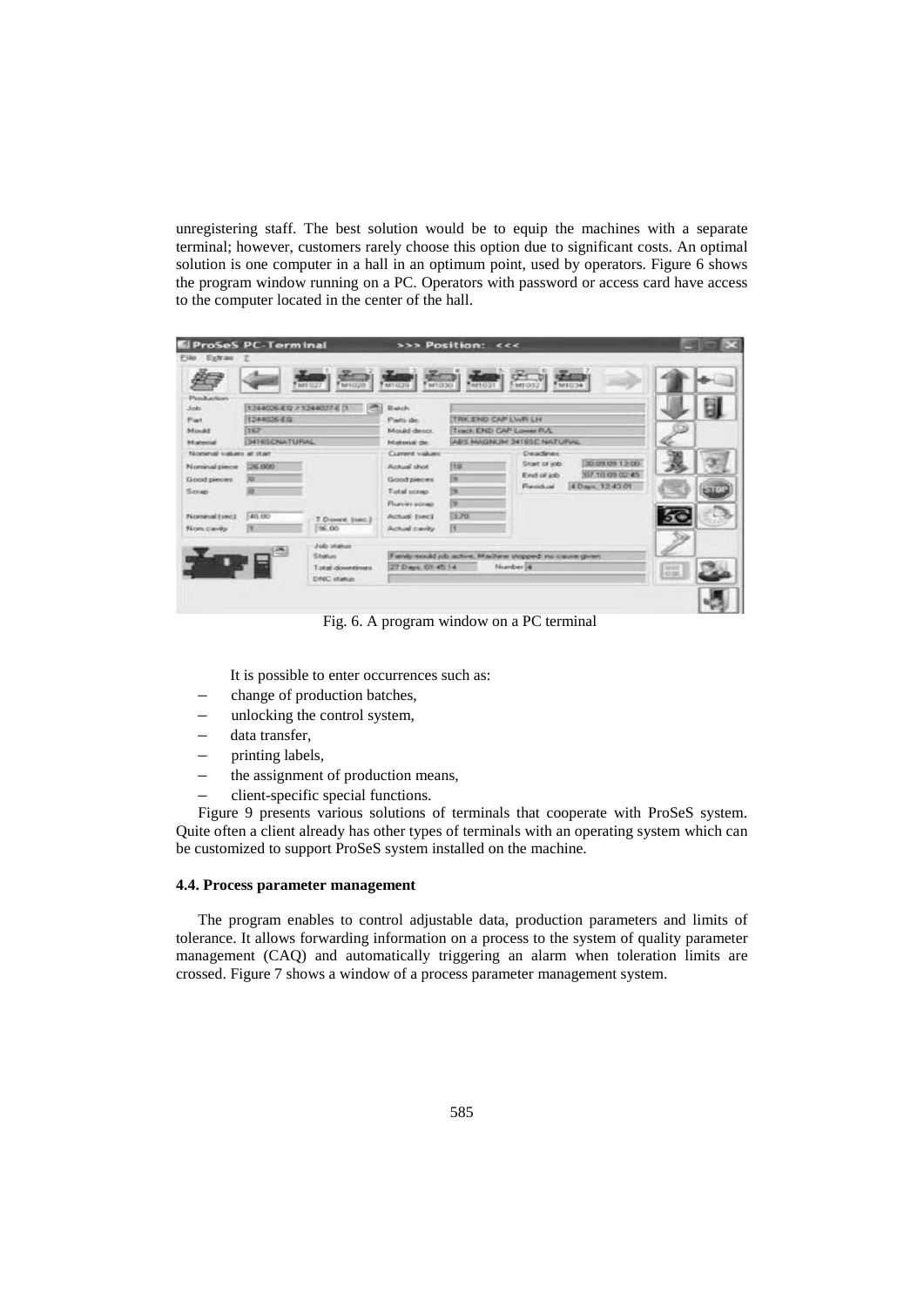unregistering staff. The best solution would be to equip the machines with a separate terminal; however, customers rarely choose this option due to significant costs. An optimal solution is one computer in a hall in an optimum point, used by operators. Figure 6 shows the program window running on a PC. Operators with password or access card have access to the computer located in the center of the hall.

Fig. 6. A program window on a PC terminal

It is possible to enter occurrences such as:

- change of production batches,
- unlocking the control system,
- data transfer,
- printing labels,
- the assignment of production means,
- client-specific special functions.

Figure 9 presents various solutions of terminals that cooperate with ProSeS system. Quite often a client already has other types of terminals with an operating system which can be customized to support ProSeS system installed on the machine.

### 4.4. Process parameter management

The program enables to control adjustable data, production parameters and limits of tolerance. It allows forwarding information on a process to the system of quality parameter management (CAQ) and automatically triggering an alarm when toleration limits are crossed. Figure 7 shows a window of a process parameter management system.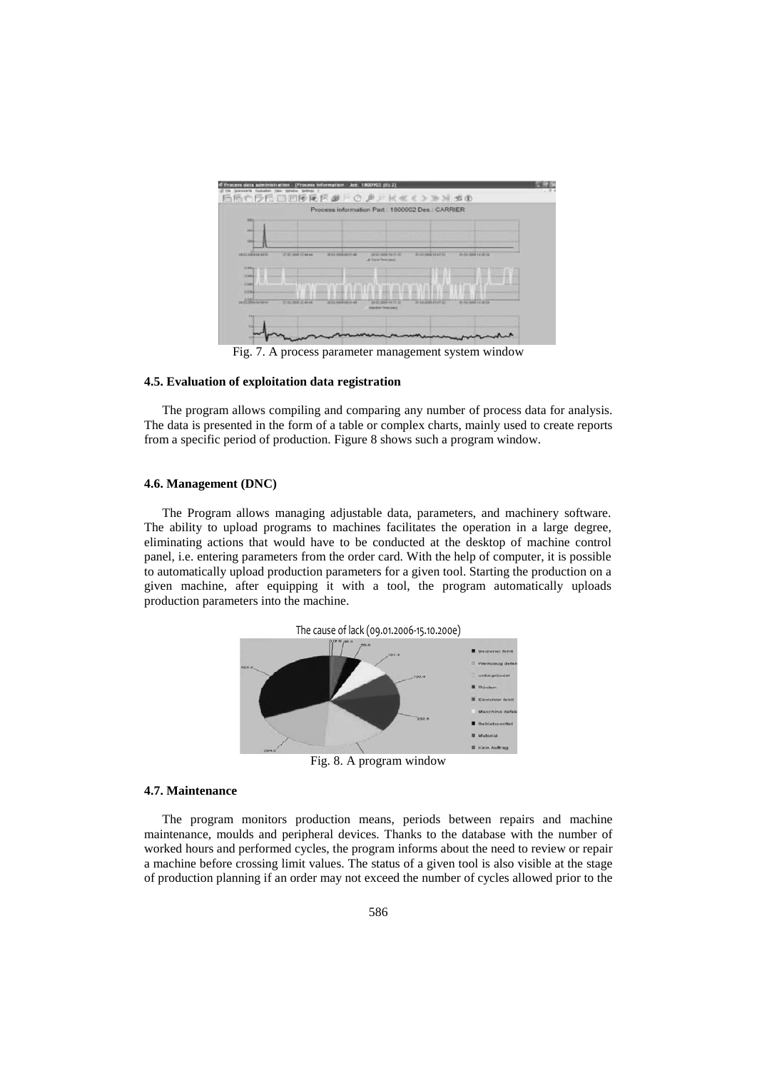Fig. 7. A process parameter management system window

### 4.5. Evaluation of exploitation data registration

The program allows compiling and comparing any number of process data for analysis. The data is presented in the form of a table or complex charts, mainly used to create reports from a specific period of production. Figure 8 shows such a program window.

### 4.6. Management (DNC)

The Program allows managing adjustable data, parameters, and machinery software. The ability to upload programs to machines facilitates the operation in a large degree, eliminating actions that would have to be conducted at the desktop of machine control panel, i.e. entering parameters from the order card. With the help of computer, it is possible to automatically upload production parameters for a given tool. Starting the production on a given machine, after equipping it with a tool, the program automatically uploads production parameters into the machine.

Fig. 8. A program window

### 4.7. Maintenance

The program monitors production means, periods between repairs and machine maintenance, moulds and peripheral devices. Thanks to the database with the number of worked hours and performed cycles, the program informs about the need to review or repair a machine before crossing limit values. The status of a given tool is also visible at the stage of production planning if an order may not exceed the number of cycles allowed prior to the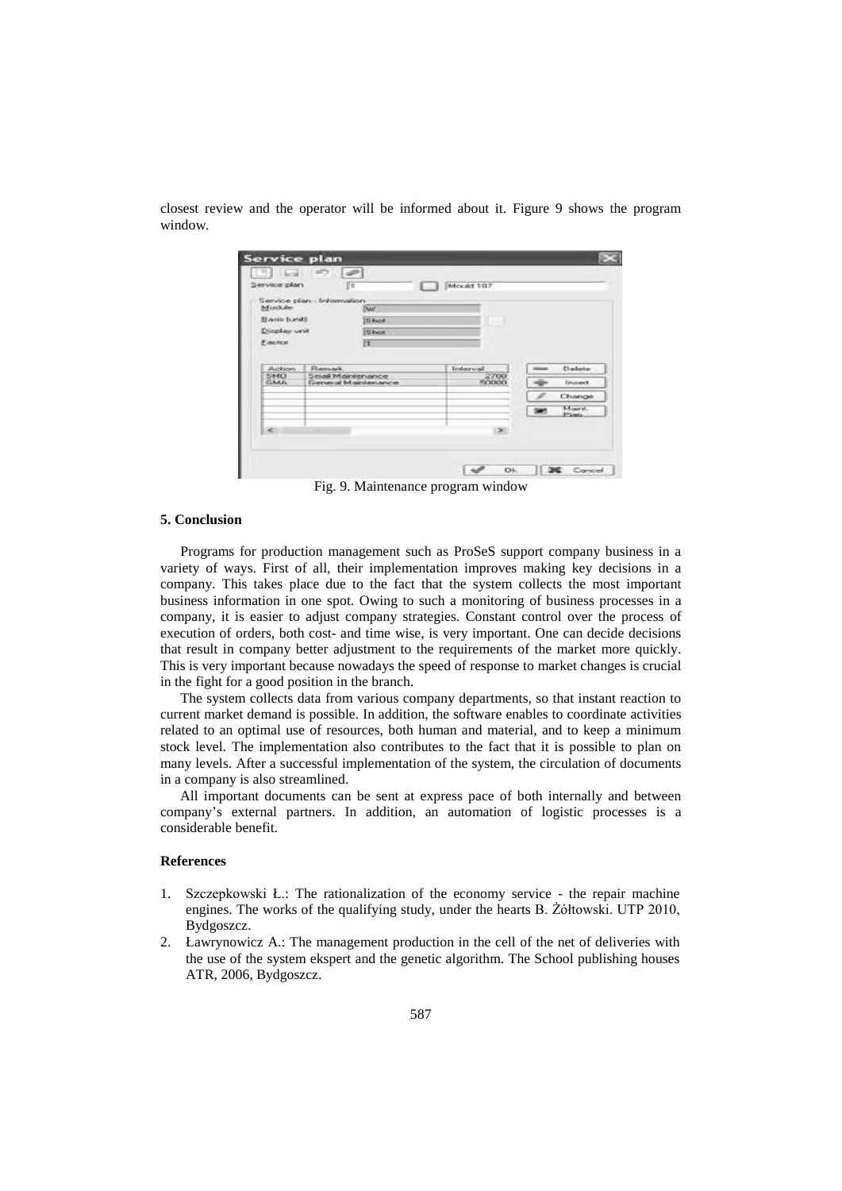closest review and the operator will be informed about it. Figure 9 shows the program window.

Fig. 9. Maintenance program window

## 5. Conclusion

Programs for production management such as ProSeS support company business in a variety of ways. First of all, their implementation improves making key decisions in a company. This takes place due to the fact that the system collects the most important business information in one spot. Owing to such a monitoring of business processes in a company, it is easier to adjust company strategies. Constant control over the process of execution of orders, both cost- and time wise, is very important. One can decide decisions that result in company better adjustment to the requirements of the market more quickly. This is very important because nowadays the speed of response to market changes is crucial in the fight for a good position in the branch.

The system collects data from various company departments, so that instant reaction to current market demand is possible. In addition, the software enables to coordinate activities related to an optimal use of resources, both human and material, and to keep a minimum stock level. The implementation also contributes to the fact that it is possible to plan on many levels. After a successful implementation of the system, the circulation of documents in a company is also streamlined.

All important documents can be sent at express pace of both internally and between company's external partners. In addition, an automation of logistic processes is a considerable benefit.

## References

1. Szczepkowski Ł.: The rationalization of the economy service - the repair machine engines. The works of the qualifying study, under the hearts B. Żółtowski. UTP 2010, Bydgoszcz.
2. Ławrynowicz A.: The management production in the cell of the net of deliveries with the use of the system ekspert and the genetic algorithm. The School publishing houses ATR, 2006, Bydgoszcz.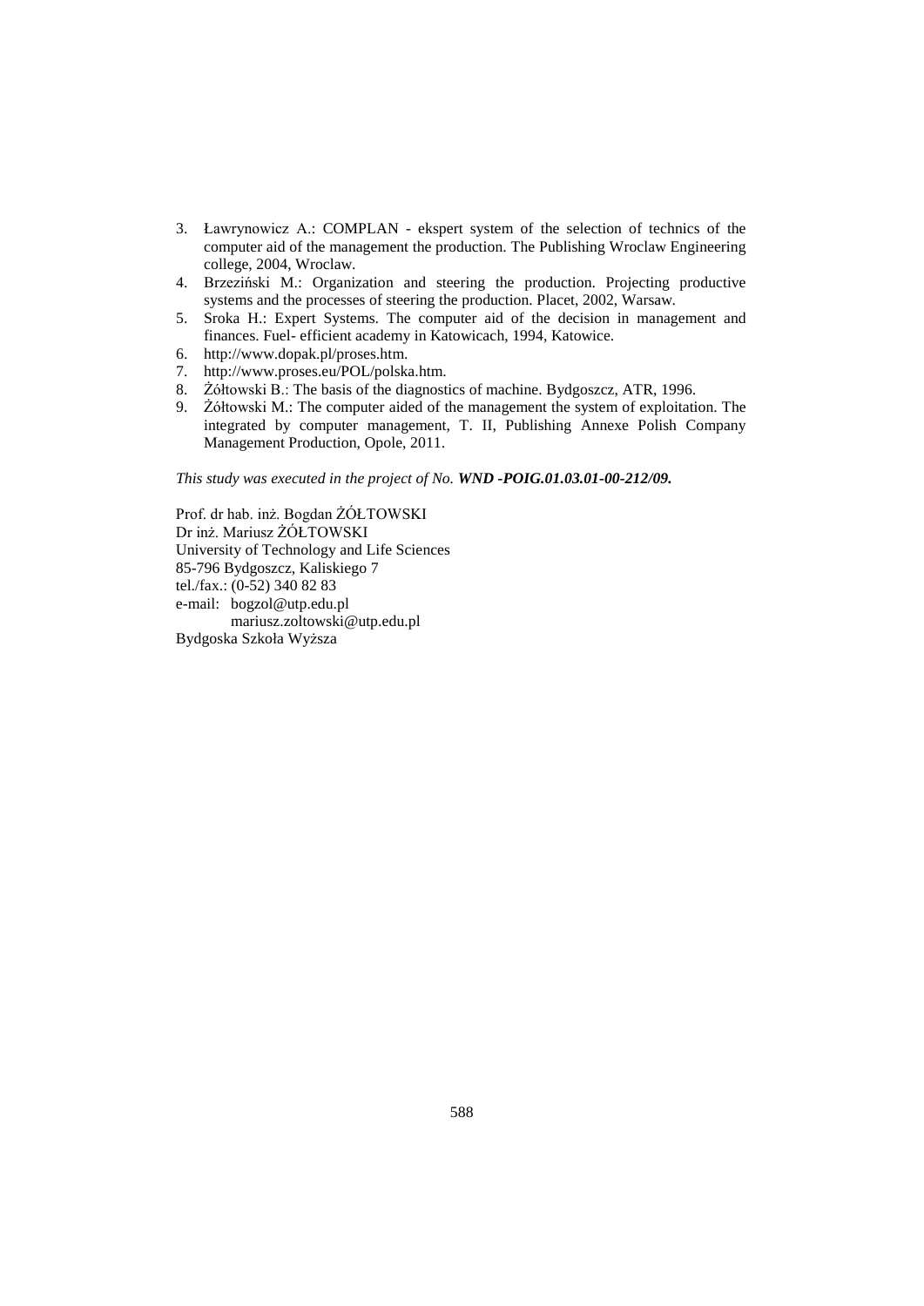3. Ławrynowicz A.: COMPLAN - ekspert system of the selection of technics of the computer aid of the management the production. The Publishing Wroclaw Engineering college, 2004, Wroclaw.
4. Brzeziński M.: Organization and steering the production. Projecting productive systems and the processes of steering the production. Placet, 2002, Warsaw.
5. Sroka H.: Expert Systems. The computer aid of the decision in management and finances. Fuel- efficient academy in Katowicach, 1994, Katowice.
6. http://www.dopak.pl/proses.htm.
7. http://www.proses.eu/POL/polska.htm.
8. Żółtowski B.: The basis of the diagnostics of machine. Bydgoszcz, ATR, 1996.
9. Żółtowski M.: The computer aided of the management the system of exploitation. The integrated by computer management, T. II, Publishing Annexe Polish Company Management Production, Opole, 2011.

*This study was executed in the project of No.* ***WND -POIG.01.03.01-00-212/09.***

Prof. dr hab. inż. Bogdan ŻÓŁTOWSKI
Dr inż. Mariusz ŻÓŁTOWSKI
University of Technology and Life Sciences
85-796 Bydgoszcz, Kaliskiego 7
tel./fax.: (0-52) 340 82 83
e-mail: bogzol@utp.edu.pl
mariusz.zoltowski@utp.edu.pl
Bydgoska Szkoła Wyższa